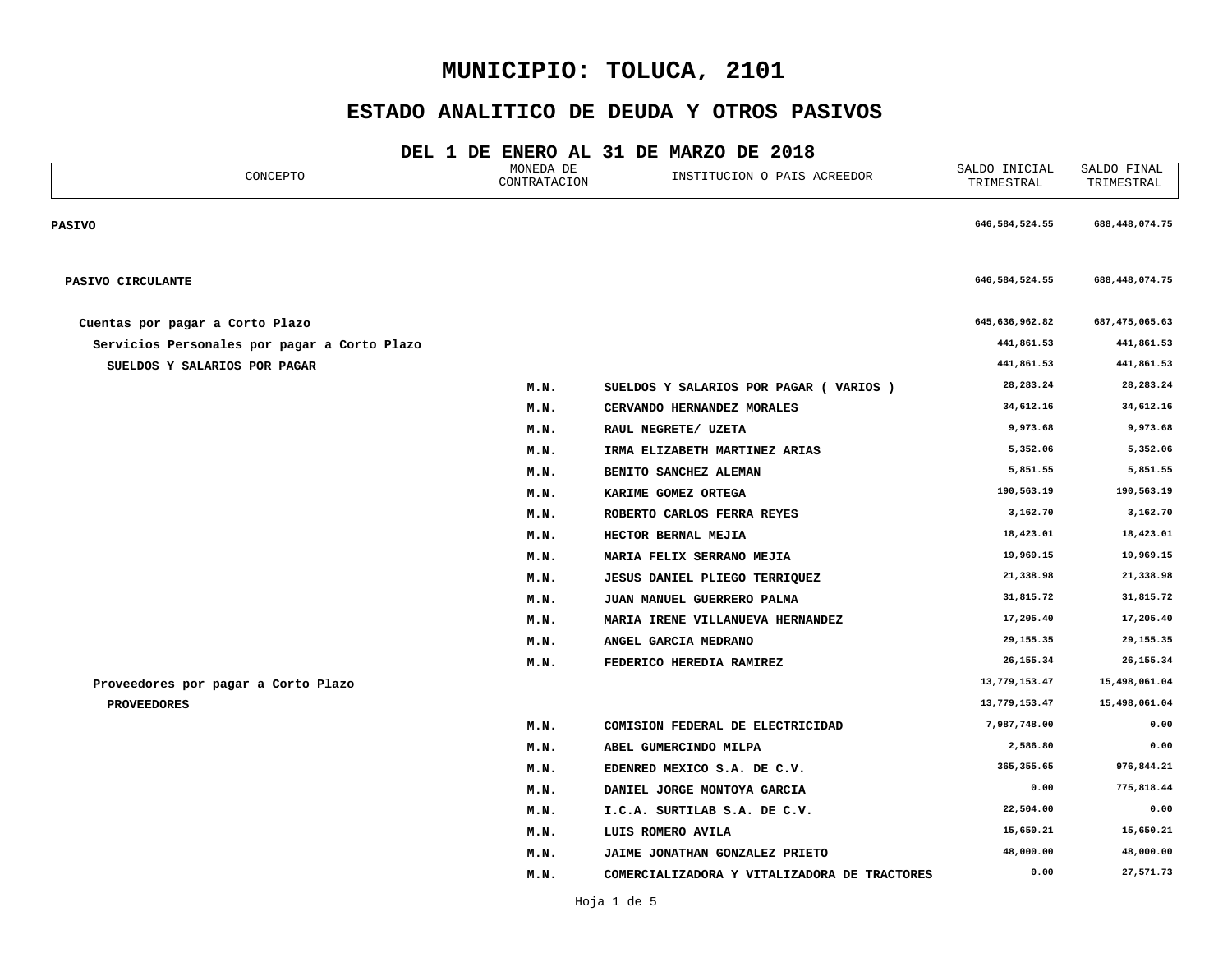# MUNICIPIO: TOLUCA, 2101

## ESTADO ANALITICO DE DEUDA Y OTROS PASIVOS

### DEL 1 DE ENERO AL 31 DE MARZO DE 2018

| CONCEPTO | MONEDA DE CONTRATACION | INSTITUCION O PAIS ACREEDOR | SALDO INICIAL TRIMESTRAL | SALDO FINAL TRIMESTRAL |
|---|---|---|---|---|
| **PASIVO** | | | 646,584,524.55 | 688,448,074.75 |
| **PASIVO CIRCULANTE** | | | 646,584,524.55 | 688,448,074.75 |
| **Cuentas por pagar a Corto Plazo** | | | 645,636,962.82 | 687,475,065.63 |
| **Servicios Personales por pagar a Corto Plazo** | | | 441,861.53 | 441,861.53 |
| **SUELDOS Y SALARIOS POR PAGAR** | | | 441,861.53 | 441,861.53 |
| | M.N. | SUELDOS Y SALARIOS POR PAGAR ( VARIOS ) | 28,283.24 | 28,283.24 |
| | M.N. | CERVANDO HERNANDEZ MORALES | 34,612.16 | 34,612.16 |
| | M.N. | RAUL NEGRETE/ UZETA | 9,973.68 | 9,973.68 |
| | M.N. | IRMA ELIZABETH MARTINEZ ARIAS | 5,352.06 | 5,352.06 |
| | M.N. | BENITO SANCHEZ ALEMAN | 5,851.55 | 5,851.55 |
| | M.N. | KARIME GOMEZ ORTEGA | 190,563.19 | 190,563.19 |
| | M.N. | ROBERTO CARLOS FERRA REYES | 3,162.70 | 3,162.70 |
| | M.N. | HECTOR BERNAL MEJIA | 18,423.01 | 18,423.01 |
| | M.N. | MARIA FELIX SERRANO MEJIA | 19,969.15 | 19,969.15 |
| | M.N. | JESUS DANIEL PLIEGO TERRIQUEZ | 21,338.98 | 21,338.98 |
| | M.N. | JUAN MANUEL GUERRERO PALMA | 31,815.72 | 31,815.72 |
| | M.N. | MARIA IRENE VILLANUEVA HERNANDEZ | 17,205.40 | 17,205.40 |
| | M.N. | ANGEL GARCIA MEDRANO | 29,155.35 | 29,155.35 |
| | M.N. | FEDERICO HEREDIA RAMIREZ | 26,155.34 | 26,155.34 |
| **Proveedores por pagar a Corto Plazo** | | | 13,779,153.47 | 15,498,061.04 |
| **PROVEEDORES** | | | 13,779,153.47 | 15,498,061.04 |
| | M.N. | COMISION FEDERAL DE ELECTRICIDAD | 7,987,748.00 | 0.00 |
| | M.N. | ABEL GUMERCINDO MILPA | 2,586.80 | 0.00 |
| | M.N. | EDENRED MEXICO S.A. DE C.V. | 365,355.65 | 976,844.21 |
| | M.N. | DANIEL JORGE MONTOYA GARCIA | 0.00 | 775,818.44 |
| | M.N. | I.C.A. SURTILAB S.A. DE C.V. | 22,504.00 | 0.00 |
| | M.N. | LUIS ROMERO AVILA | 15,650.21 | 15,650.21 |
| | M.N. | JAIME JONATHAN GONZALEZ PRIETO | 48,000.00 | 48,000.00 |
| | M.N. | COMERCIALIZADORA Y VITALIZADORA DE TRACTORES | 0.00 | 27,571.73 |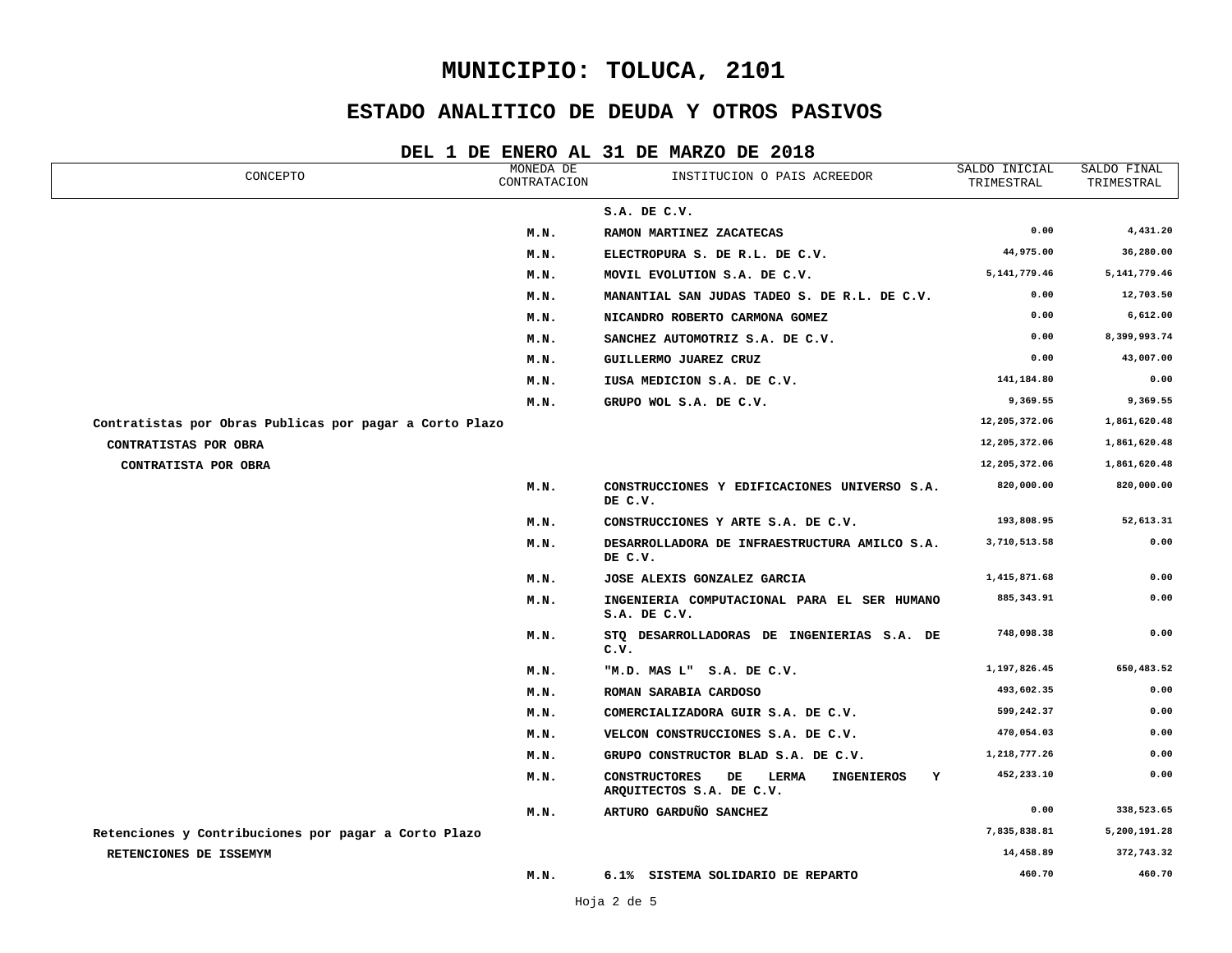# MUNICIPIO: TOLUCA, 2101

## ESTADO ANALITICO DE DEUDA Y OTROS PASIVOS

### DEL 1 DE ENERO AL 31 DE MARZO DE 2018

| CONCEPTO | MONEDA DE CONTRATACION | INSTITUCION O PAIS ACREEDOR | SALDO INICIAL TRIMESTRAL | SALDO FINAL TRIMESTRAL |
|---|---|---|---|---|
| | | **S.A. DE C.V.** | | |
| | **M.N.** | **RAMON MARTINEZ ZACATECAS** | **0.00** | **4,431.20** |
| | **M.N.** | **ELECTROPURA S. DE R.L. DE C.V.** | **44,975.00** | **36,280.00** |
| | **M.N.** | **MOVIL EVOLUTION S.A. DE C.V.** | **5,141,779.46** | **5,141,779.46** |
| | **M.N.** | **MANANTIAL SAN JUDAS TADEO S. DE R.L. DE C.V.** | **0.00** | **12,703.50** |
| | **M.N.** | **NICANDRO ROBERTO CARMONA GOMEZ** | **0.00** | **6,612.00** |
| | **M.N.** | **SANCHEZ AUTOMOTRIZ S.A. DE C.V.** | **0.00** | **8,399,993.74** |
| | **M.N.** | **GUILLERMO JUAREZ CRUZ** | **0.00** | **43,007.00** |
| | **M.N.** | **IUSA MEDICION S.A. DE C.V.** | **141,184.80** | **0.00** |
| | **M.N.** | **GRUPO WOL S.A. DE C.V.** | **9,369.55** | **9,369.55** |
| **Contratistas por Obras Publicas por pagar a Corto Plazo** | | | **12,205,372.06** | **1,861,620.48** |
| **CONTRATISTAS POR OBRA** | | | **12,205,372.06** | **1,861,620.48** |
| **CONTRATISTA POR OBRA** | | | **12,205,372.06** | **1,861,620.48** |
| | **M.N.** | **CONSTRUCCIONES Y EDIFICACIONES UNIVERSO S.A. DE C.V.** | **820,000.00** | **820,000.00** |
| | **M.N.** | **CONSTRUCCIONES Y ARTE S.A. DE C.V.** | **193,808.95** | **52,613.31** |
| | **M.N.** | **DESARROLLADORA DE INFRAESTRUCTURA AMILCO S.A. DE C.V.** | **3,710,513.58** | **0.00** |
| | **M.N.** | **JOSE ALEXIS GONZALEZ GARCIA** | **1,415,871.68** | **0.00** |
| | **M.N.** | **INGENIERIA COMPUTACIONAL PARA EL SER HUMANO S.A. DE C.V.** | **885,343.91** | **0.00** |
| | **M.N.** | **STQ DESARROLLADORAS DE INGENIERIAS S.A. DE C.V.** | **748,098.38** | **0.00** |
| | **M.N.** | **"M.D. MAS L" S.A. DE C.V.** | **1,197,826.45** | **650,483.52** |
| | **M.N.** | **ROMAN SARABIA CARDOSO** | **493,602.35** | **0.00** |
| | **M.N.** | **COMERCIALIZADORA GUIR S.A. DE C.V.** | **599,242.37** | **0.00** |
| | **M.N.** | **VELCON CONSTRUCCIONES S.A. DE C.V.** | **470,054.03** | **0.00** |
| | **M.N.** | **GRUPO CONSTRUCTOR BLAD S.A. DE C.V.** | **1,218,777.26** | **0.00** |
| | **M.N.** | **CONSTRUCTORES DE LERMA INGENIEROS Y ARQUITECTOS S.A. DE C.V.** | **452,233.10** | **0.00** |
| | **M.N.** | **ARTURO GARDUÑO SANCHEZ** | **0.00** | **338,523.65** |
| **Retenciones y Contribuciones por pagar a Corto Plazo** | | | **7,835,838.81** | **5,200,191.28** |
| **RETENCIONES DE ISSEMYM** | | | **14,458.89** | **372,743.32** |
| | **M.N.** | **6.1% SISTEMA SOLIDARIO DE REPARTO** | **460.70** | **460.70** |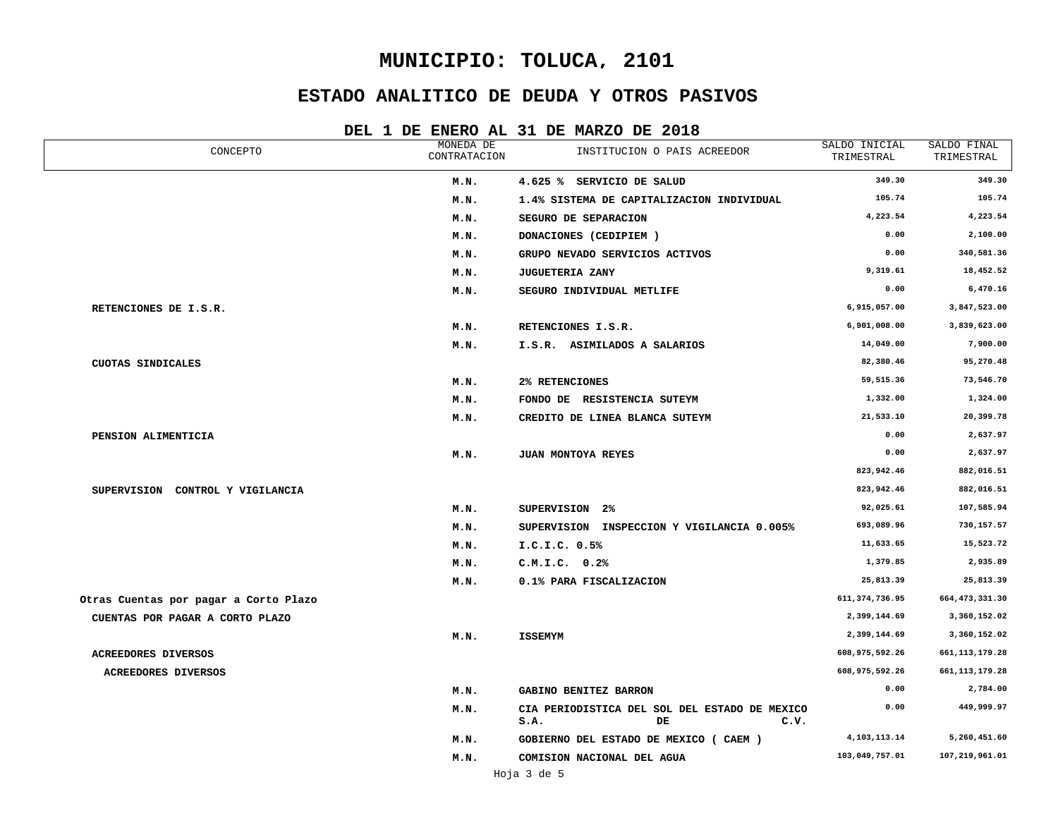# MUNICIPIO: TOLUCA, 2101

## ESTADO ANALITICO DE DEUDA Y OTROS PASIVOS

### DEL 1 DE ENERO AL 31 DE MARZO DE 2018

| CONCEPTO | MONEDA DE CONTRATACION | INSTITUCION O PAIS ACREEDOR | SALDO INICIAL TRIMESTRAL | SALDO FINAL TRIMESTRAL |
|---|---|---|---|---|
| | M.N. | 4.625 % SERVICIO DE SALUD | 349.30 | 349.30 |
| | M.N. | 1.4% SISTEMA DE CAPITALIZACION INDIVIDUAL | 105.74 | 105.74 |
| | M.N. | SEGURO DE SEPARACION | 4,223.54 | 4,223.54 |
| | M.N. | DONACIONES (CEDIPIEM ) | 0.00 | 2,100.00 |
| | M.N. | GRUPO NEVADO SERVICIOS ACTIVOS | 0.00 | 340,581.36 |
| | M.N. | JUGUETERIA ZANY | 9,319.61 | 18,452.52 |
| | M.N. | SEGURO INDIVIDUAL METLIFE | 0.00 | 6,470.16 |
| RETENCIONES DE I.S.R. | | | 6,915,057.00 | 3,847,523.00 |
| | M.N. | RETENCIONES I.S.R. | 6,901,008.00 | 3,839,623.00 |
| | M.N. | I.S.R. ASIMILADOS A SALARIOS | 14,049.00 | 7,900.00 |
| CUOTAS SINDICALES | | | 82,380.46 | 95,270.48 |
| | M.N. | 2% RETENCIONES | 59,515.36 | 73,546.70 |
| | M.N. | FONDO DE RESISTENCIA SUTEYM | 1,332.00 | 1,324.00 |
| | M.N. | CREDITO DE LINEA BLANCA SUTEYM | 21,533.10 | 20,399.78 |
| PENSION ALIMENTICIA | | | 0.00 | 2,637.97 |
| | M.N. | JUAN MONTOYA REYES | 0.00 | 2,637.97 |
| | | | 823,942.46 | 882,016.51 |
| SUPERVISION CONTROL Y VIGILANCIA | | | 823,942.46 | 882,016.51 |
| | M.N. | SUPERVISION 2% | 92,025.61 | 107,585.94 |
| | M.N. | SUPERVISION INSPECCION Y VIGILANCIA 0.005% | 693,089.96 | 730,157.57 |
| | M.N. | I.C.I.C. 0.5% | 11,633.65 | 15,523.72 |
| | M.N. | C.M.I.C. 0.2% | 1,379.85 | 2,935.89 |
| | M.N. | 0.1% PARA FISCALIZACION | 25,813.39 | 25,813.39 |
| Otras Cuentas por pagar a Corto Plazo | | | 611,374,736.95 | 664,473,331.30 |
| CUENTAS POR PAGAR A CORTO PLAZO | | | 2,399,144.69 | 3,360,152.02 |
| | M.N. | ISSEMYM | 2,399,144.69 | 3,360,152.02 |
| ACREEDORES DIVERSOS | | | 608,975,592.26 | 661,113,179.28 |
| ACREEDORES DIVERSOS | | | 608,975,592.26 | 661,113,179.28 |
| | M.N. | GABINO BENITEZ BARRON | 0.00 | 2,784.00 |
| | M.N. | CIA PERIODISTICA DEL SOL DEL ESTADO DE MEXICO S.A. DE C.V. | 0.00 | 449,999.97 |
| | M.N. | GOBIERNO DEL ESTADO DE MEXICO ( CAEM ) | 4,103,113.14 | 5,260,451.60 |
| | M.N. | COMISION NACIONAL DEL AGUA | 103,049,757.01 | 107,219,961.01 |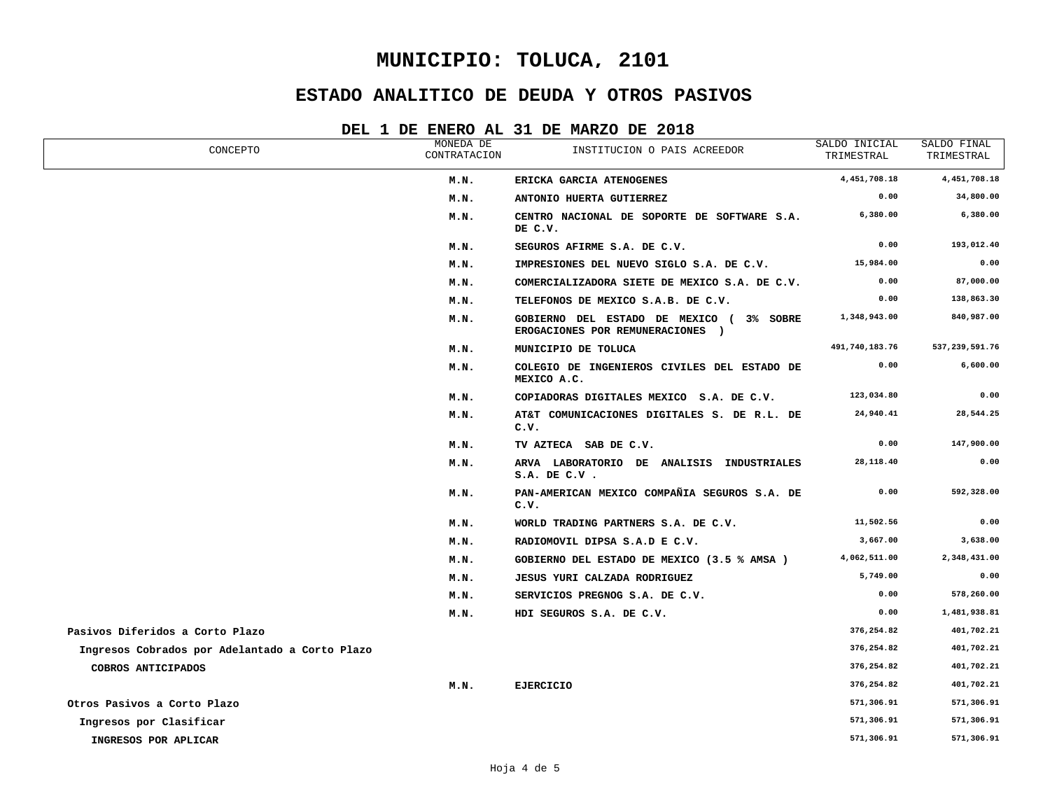# MUNICIPIO: TOLUCA, 2101

## ESTADO ANALITICO DE DEUDA Y OTROS PASIVOS

### DEL 1 DE ENERO AL 31 DE MARZO DE 2018

| CONCEPTO | MONEDA DE CONTRATACION | INSTITUCION O PAIS ACREEDOR | SALDO INICIAL TRIMESTRAL | SALDO FINAL TRIMESTRAL |
|---|---|---|---|---|
| | M.N. | ERICKA GARCIA ATENOGENES | 4,451,708.18 | 4,451,708.18 |
| | M.N. | ANTONIO HUERTA GUTIERREZ | 0.00 | 34,800.00 |
| | M.N. | CENTRO NACIONAL DE SOPORTE DE SOFTWARE S.A. DE C.V. | 6,380.00 | 6,380.00 |
| | M.N. | SEGUROS AFIRME S.A. DE C.V. | 0.00 | 193,012.40 |
| | M.N. | IMPRESIONES DEL NUEVO SIGLO S.A. DE C.V. | 15,984.00 | 0.00 |
| | M.N. | COMERCIALIZADORA SIETE DE MEXICO S.A. DE C.V. | 0.00 | 87,000.00 |
| | M.N. | TELEFONOS DE MEXICO S.A.B. DE C.V. | 0.00 | 138,863.30 |
| | M.N. | GOBIERNO DEL ESTADO DE MEXICO ( 3% SOBRE EROGACIONES POR REMUNERACIONES ) | 1,348,943.00 | 840,987.00 |
| | M.N. | MUNICIPIO DE TOLUCA | 491,740,183.76 | 537,239,591.76 |
| | M.N. | COLEGIO DE INGENIEROS CIVILES DEL ESTADO DE MEXICO A.C. | 0.00 | 6,600.00 |
| | M.N. | COPIADORAS DIGITALES MEXICO S.A. DE C.V. | 123,034.80 | 0.00 |
| | M.N. | AT&T COMUNICACIONES DIGITALES S. DE R.L. DE C.V. | 24,940.41 | 28,544.25 |
| | M.N. | TV AZTECA SAB DE C.V. | 0.00 | 147,900.00 |
| | M.N. | ARVA LABORATORIO DE ANALISIS INDUSTRIALES S.A. DE C.V . | 28,118.40 | 0.00 |
| | M.N. | PAN-AMERICAN MEXICO COMPAÑIA SEGUROS S.A. DE C.V. | 0.00 | 592,328.00 |
| | M.N. | WORLD TRADING PARTNERS S.A. DE C.V. | 11,502.56 | 0.00 |
| | M.N. | RADIOMOVIL DIPSA S.A.D E C.V. | 3,667.00 | 3,638.00 |
| | M.N. | GOBIERNO DEL ESTADO DE MEXICO (3.5 % AMSA ) | 4,062,511.00 | 2,348,431.00 |
| | M.N. | JESUS YURI CALZADA RODRIGUEZ | 5,749.00 | 0.00 |
| | M.N. | SERVICIOS PREGNOG S.A. DE C.V. | 0.00 | 578,260.00 |
| | M.N. | HDI SEGUROS S.A. DE C.V. | 0.00 | 1,481,938.81 |
| Pasivos Diferidos a Corto Plazo | | | 376,254.82 | 401,702.21 |
| Ingresos Cobrados por Adelantado a Corto Plazo | | | 376,254.82 | 401,702.21 |
| COBROS ANTICIPADOS | | | 376,254.82 | 401,702.21 |
| | M.N. | EJERCICIO | 376,254.82 | 401,702.21 |
| Otros Pasivos a Corto Plazo | | | 571,306.91 | 571,306.91 |
| Ingresos por Clasificar | | | 571,306.91 | 571,306.91 |
| INGRESOS POR APLICAR | | | 571,306.91 | 571,306.91 |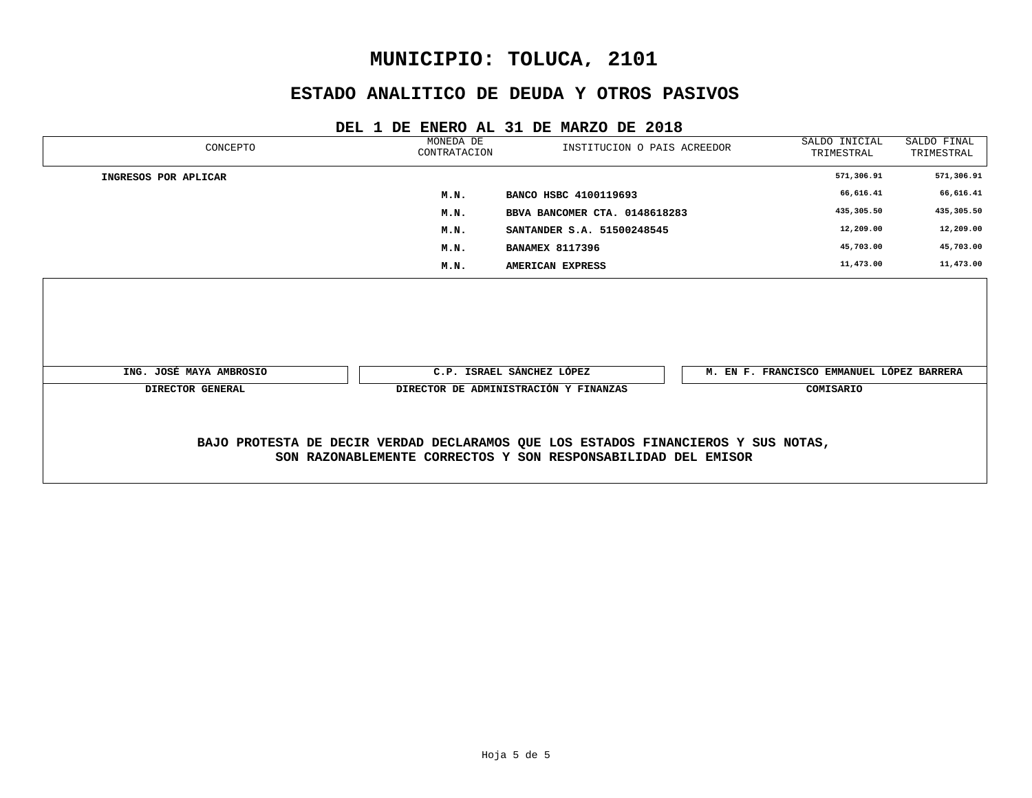# MUNICIPIO: TOLUCA, 2101

## ESTADO ANALITICO DE DEUDA Y OTROS PASIVOS

### DEL 1 DE ENERO AL 31 DE MARZO DE 2018

| CONCEPTO | MONEDA DE CONTRATACION | INSTITUCION O PAIS ACREEDOR | SALDO INICIAL TRIMESTRAL | SALDO FINAL TRIMESTRAL |
|---|---|---|---|---|
| **INGRESOS POR APLICAR** | | | **571,306.91** | **571,306.91** |
| | **M.N.** | **BANCO HSBC 4100119693** | **66,616.41** | **66,616.41** |
| | **M.N.** | **BBVA BANCOMER CTA. 0148618283** | **435,305.50** | **435,305.50** |
| | **M.N.** | **SANTANDER S.A. 51500248545** | **12,209.00** | **12,209.00** |
| | **M.N.** | **BANAMEX 8117396** | **45,703.00** | **45,703.00** |
| | **M.N.** | **AMERICAN EXPRESS** | **11,473.00** | **11,473.00** |

| ING. JOSÉ MAYA AMBROSIO | C.P. ISRAEL SÁNCHEZ LÓPEZ | M. EN F. FRANCISCO EMMANUEL LÓPEZ BARRERA |
|---|---|---|
| DIRECTOR GENERAL | DIRECTOR DE ADMINISTRACIÓN Y FINANZAS | COMISARIO |

**BAJO PROTESTA DE DECIR VERDAD DECLARAMOS QUE LOS ESTADOS FINANCIEROS Y SUS NOTAS, SON RAZONABLEMENTE CORRECTOS Y SON RESPONSABILIDAD DEL EMISOR**